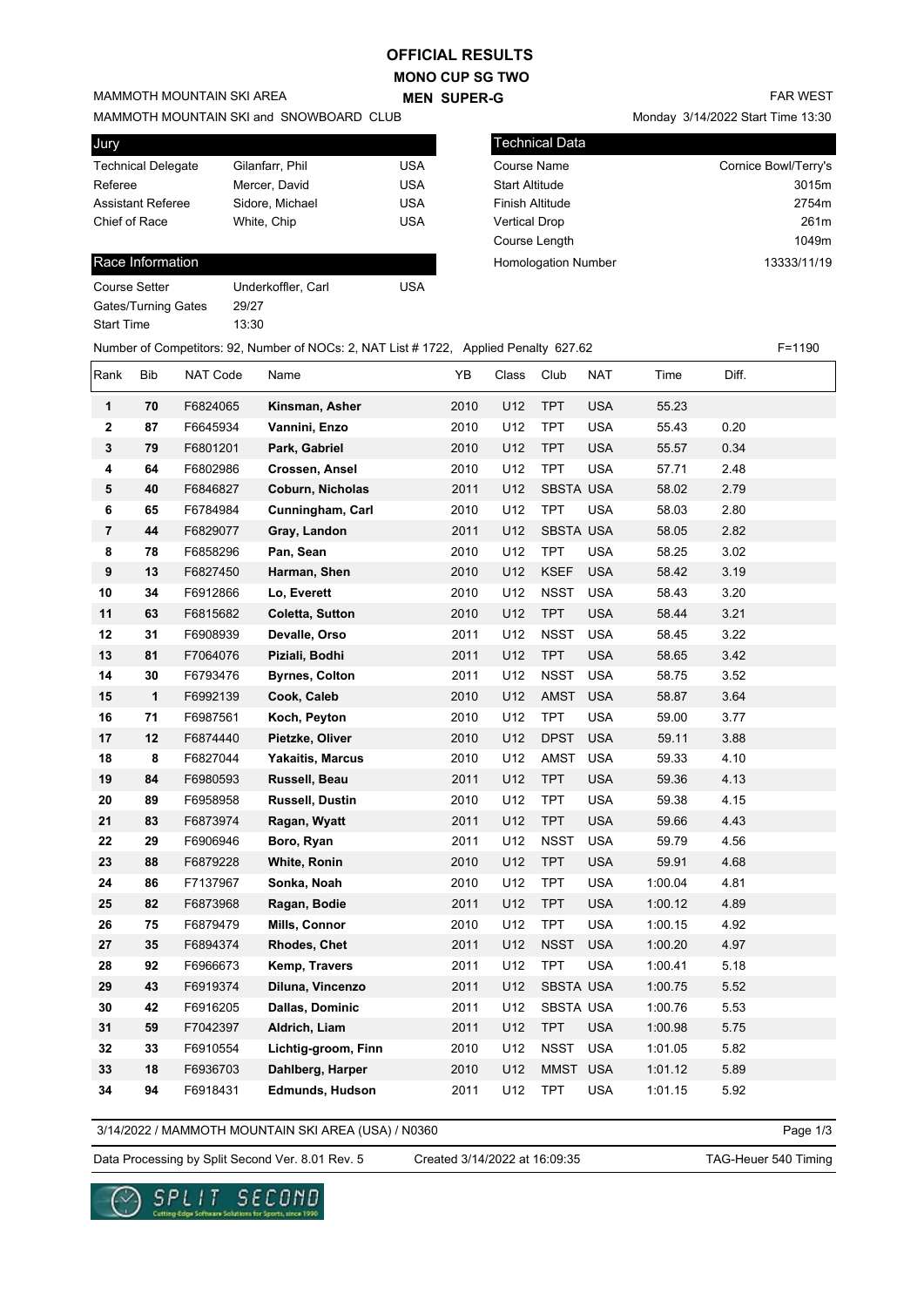# OFFICIAL RESULTS

## MONO CUP SG TWO

## MEN SUPER-G

MAMMOTH MOUNTAIN SKI AREA

MAMMOTH MOUNTAIN SKI and SNOWBOARD CLUB

FAR WEST

Monday 3/14/2022 Start Time 13:30

| Jury | | |
|---|---|---|
| Technical Delegate | Gilanfarr, Phil | USA |
| Referee | Mercer, David | USA |
| Assistant Referee | Sidore, Michael | USA |
| Chief of Race | White, Chip | USA |

| Technical Data | |
|---|---|
| Course Name | Cornice Bowl/Terry's |
| Start Altitude | 3015m |
| Finish Altitude | 2754m |
| Vertical Drop | 261m |
| Course Length | 1049m |
| Homologation Number | 13333/11/19 |

| Race Information | | |
|---|---|---|
| Course Setter | Underkoffler, Carl | USA |
| Gates/Turning Gates | 29/27 | |
| Start Time | 13:30 | |

Number of Competitors: 92, Number of NOCs: 2, NAT List # 1722, Applied Penalty 627.62 F=1190

| Rank | Bib | NAT Code | Name | YB | Class | Club | NAT | Time | Diff. |
|---|---|---|---|---|---|---|---|---|---|
| 1 | 70 | F6824065 | **Kinsman, Asher** | 2010 | U12 | TPT | USA | 55.23 | |
| 2 | 87 | F6645934 | **Vannini, Enzo** | 2010 | U12 | TPT | USA | 55.43 | 0.20 |
| 3 | 79 | F6801201 | **Park, Gabriel** | 2010 | U12 | TPT | USA | 55.57 | 0.34 |
| 4 | 64 | F6802986 | **Crossen, Ansel** | 2010 | U12 | TPT | USA | 57.71 | 2.48 |
| 5 | 40 | F6846827 | **Coburn, Nicholas** | 2011 | U12 | SBSTA | USA | 58.02 | 2.79 |
| 6 | 65 | F6784984 | **Cunningham, Carl** | 2010 | U12 | TPT | USA | 58.03 | 2.80 |
| 7 | 44 | F6829077 | **Gray, Landon** | 2011 | U12 | SBSTA | USA | 58.05 | 2.82 |
| 8 | 78 | F6858296 | **Pan, Sean** | 2010 | U12 | TPT | USA | 58.25 | 3.02 |
| 9 | 13 | F6827450 | **Harman, Shen** | 2010 | U12 | KSEF | USA | 58.42 | 3.19 |
| 10 | 34 | F6912866 | **Lo, Everett** | 2010 | U12 | NSST | USA | 58.43 | 3.20 |
| 11 | 63 | F6815682 | **Coletta, Sutton** | 2010 | U12 | TPT | USA | 58.44 | 3.21 |
| 12 | 31 | F6908939 | **Devalle, Orso** | 2011 | U12 | NSST | USA | 58.45 | 3.22 |
| 13 | 81 | F7064076 | **Piziali, Bodhi** | 2011 | U12 | TPT | USA | 58.65 | 3.42 |
| 14 | 30 | F6793476 | **Byrnes, Colton** | 2011 | U12 | NSST | USA | 58.75 | 3.52 |
| 15 | 1 | F6992139 | **Cook, Caleb** | 2010 | U12 | AMST | USA | 58.87 | 3.64 |
| 16 | 71 | F6987561 | **Koch, Peyton** | 2010 | U12 | TPT | USA | 59.00 | 3.77 |
| 17 | 12 | F6874440 | **Pietzke, Oliver** | 2010 | U12 | DPST | USA | 59.11 | 3.88 |
| 18 | 8 | F6827044 | **Yakaitis, Marcus** | 2010 | U12 | AMST | USA | 59.33 | 4.10 |
| 19 | 84 | F6980593 | **Russell, Beau** | 2011 | U12 | TPT | USA | 59.36 | 4.13 |
| 20 | 89 | F6958958 | **Russell, Dustin** | 2010 | U12 | TPT | USA | 59.38 | 4.15 |
| 21 | 83 | F6873974 | **Ragan, Wyatt** | 2011 | U12 | TPT | USA | 59.66 | 4.43 |
| 22 | 29 | F6906946 | **Boro, Ryan** | 2011 | U12 | NSST | USA | 59.79 | 4.56 |
| 23 | 88 | F6879228 | **White, Ronin** | 2010 | U12 | TPT | USA | 59.91 | 4.68 |
| 24 | 86 | F7137967 | **Sonka, Noah** | 2010 | U12 | TPT | USA | 1:00.04 | 4.81 |
| 25 | 82 | F6873968 | **Ragan, Bodie** | 2011 | U12 | TPT | USA | 1:00.12 | 4.89 |
| 26 | 75 | F6879479 | **Mills, Connor** | 2010 | U12 | TPT | USA | 1:00.15 | 4.92 |
| 27 | 35 | F6894374 | **Rhodes, Chet** | 2011 | U12 | NSST | USA | 1:00.20 | 4.97 |
| 28 | 92 | F6966673 | **Kemp, Travers** | 2011 | U12 | TPT | USA | 1:00.41 | 5.18 |
| 29 | 43 | F6919374 | **Diluna, Vincenzo** | 2011 | U12 | SBSTA | USA | 1:00.75 | 5.52 |
| 30 | 42 | F6916205 | **Dallas, Dominic** | 2011 | U12 | SBSTA | USA | 1:00.76 | 5.53 |
| 31 | 59 | F7042397 | **Aldrich, Liam** | 2011 | U12 | TPT | USA | 1:00.98 | 5.75 |
| 32 | 33 | F6910554 | **Lichtig-groom, Finn** | 2010 | U12 | NSST | USA | 1:01.05 | 5.82 |
| 33 | 18 | F6936703 | **Dahlberg, Harper** | 2010 | U12 | MMST | USA | 1:01.12 | 5.89 |
| 34 | 94 | F6918431 | **Edmunds, Hudson** | 2011 | U12 | TPT | USA | 1:01.15 | 5.92 |

3/14/2022 / MAMMOTH MOUNTAIN SKI AREA (USA) / N0360

Data Processing by Split Second Ver. 8.01 Rev. 5 Created 3/14/2022 at 16:09:35 TAG-Heuer 540 Timing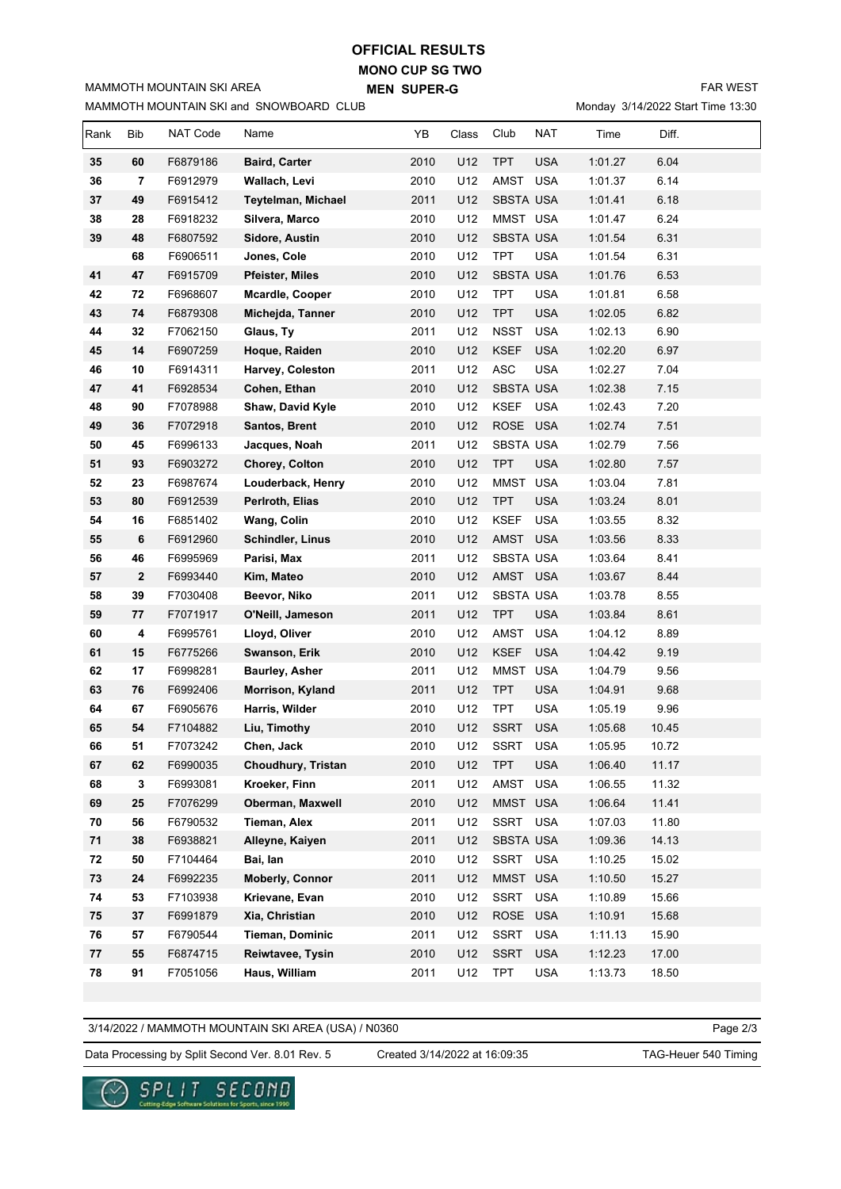# OFFICIAL RESULTS

## MONO CUP SG TWO

## MEN SUPER-G

MAMMOTH MOUNTAIN SKI AREA

MAMMOTH MOUNTAIN SKI and SNOWBOARD CLUB

FAR WEST

Monday 3/14/2022 Start Time 13:30

| Rank | Bib | NAT Code | Name | YB | Class | Club | NAT | Time | Diff. |
|---|---|---|---|---|---|---|---|---|---|
| 35 | 60 | F6879186 | **Baird, Carter** | 2010 | U12 | TPT | USA | 1:01.27 | 6.04 |
| 36 | 7 | F6912979 | **Wallach, Levi** | 2010 | U12 | AMST | USA | 1:01.37 | 6.14 |
| 37 | 49 | F6915412 | **Teytelman, Michael** | 2011 | U12 | SBSTA | USA | 1:01.41 | 6.18 |
| 38 | 28 | F6918232 | **Silvera, Marco** | 2010 | U12 | MMST | USA | 1:01.47 | 6.24 |
| 39 | 48 | F6807592 | **Sidore, Austin** | 2010 | U12 | SBSTA | USA | 1:01.54 | 6.31 |
| | 68 | F6906511 | **Jones, Cole** | 2010 | U12 | TPT | USA | 1:01.54 | 6.31 |
| 41 | 47 | F6915709 | **Pfeister, Miles** | 2010 | U12 | SBSTA | USA | 1:01.76 | 6.53 |
| 42 | 72 | F6968607 | **Mcardle, Cooper** | 2010 | U12 | TPT | USA | 1:01.81 | 6.58 |
| 43 | 74 | F6879308 | **Michejda, Tanner** | 2010 | U12 | TPT | USA | 1:02.05 | 6.82 |
| 44 | 32 | F7062150 | **Glaus, Ty** | 2011 | U12 | NSST | USA | 1:02.13 | 6.90 |
| 45 | 14 | F6907259 | **Hoque, Raiden** | 2010 | U12 | KSEF | USA | 1:02.20 | 6.97 |
| 46 | 10 | F6914311 | **Harvey, Coleston** | 2011 | U12 | ASC | USA | 1:02.27 | 7.04 |
| 47 | 41 | F6928534 | **Cohen, Ethan** | 2010 | U12 | SBSTA | USA | 1:02.38 | 7.15 |
| 48 | 90 | F7078988 | **Shaw, David Kyle** | 2010 | U12 | KSEF | USA | 1:02.43 | 7.20 |
| 49 | 36 | F7072918 | **Santos, Brent** | 2010 | U12 | ROSE | USA | 1:02.74 | 7.51 |
| 50 | 45 | F6996133 | **Jacques, Noah** | 2011 | U12 | SBSTA | USA | 1:02.79 | 7.56 |
| 51 | 93 | F6903272 | **Chorey, Colton** | 2010 | U12 | TPT | USA | 1:02.80 | 7.57 |
| 52 | 23 | F6987674 | **Louderback, Henry** | 2010 | U12 | MMST | USA | 1:03.04 | 7.81 |
| 53 | 80 | F6912539 | **Perlroth, Elias** | 2010 | U12 | TPT | USA | 1:03.24 | 8.01 |
| 54 | 16 | F6851402 | **Wang, Colin** | 2010 | U12 | KSEF | USA | 1:03.55 | 8.32 |
| 55 | 6 | F6912960 | **Schindler, Linus** | 2010 | U12 | AMST | USA | 1:03.56 | 8.33 |
| 56 | 46 | F6995969 | **Parisi, Max** | 2011 | U12 | SBSTA | USA | 1:03.64 | 8.41 |
| 57 | 2 | F6993440 | **Kim, Mateo** | 2010 | U12 | AMST | USA | 1:03.67 | 8.44 |
| 58 | 39 | F7030408 | **Beevor, Niko** | 2011 | U12 | SBSTA | USA | 1:03.78 | 8.55 |
| 59 | 77 | F7071917 | **O'Neill, Jameson** | 2011 | U12 | TPT | USA | 1:03.84 | 8.61 |
| 60 | 4 | F6995761 | **Lloyd, Oliver** | 2010 | U12 | AMST | USA | 1:04.12 | 8.89 |
| 61 | 15 | F6775266 | **Swanson, Erik** | 2010 | U12 | KSEF | USA | 1:04.42 | 9.19 |
| 62 | 17 | F6998281 | **Baurley, Asher** | 2011 | U12 | MMST | USA | 1:04.79 | 9.56 |
| 63 | 76 | F6992406 | **Morrison, Kyland** | 2011 | U12 | TPT | USA | 1:04.91 | 9.68 |
| 64 | 67 | F6905676 | **Harris, Wilder** | 2010 | U12 | TPT | USA | 1:05.19 | 9.96 |
| 65 | 54 | F7104882 | **Liu, Timothy** | 2010 | U12 | SSRT | USA | 1:05.68 | 10.45 |
| 66 | 51 | F7073242 | **Chen, Jack** | 2010 | U12 | SSRT | USA | 1:05.95 | 10.72 |
| 67 | 62 | F6990035 | **Choudhury, Tristan** | 2010 | U12 | TPT | USA | 1:06.40 | 11.17 |
| 68 | 3 | F6993081 | **Kroeker, Finn** | 2011 | U12 | AMST | USA | 1:06.55 | 11.32 |
| 69 | 25 | F7076299 | **Oberman, Maxwell** | 2010 | U12 | MMST | USA | 1:06.64 | 11.41 |
| 70 | 56 | F6790532 | **Tieman, Alex** | 2011 | U12 | SSRT | USA | 1:07.03 | 11.80 |
| 71 | 38 | F6938821 | **Alleyne, Kaiyen** | 2011 | U12 | SBSTA | USA | 1:09.36 | 14.13 |
| 72 | 50 | F7104464 | **Bai, Ian** | 2010 | U12 | SSRT | USA | 1:10.25 | 15.02 |
| 73 | 24 | F6992235 | **Moberly, Connor** | 2011 | U12 | MMST | USA | 1:10.50 | 15.27 |
| 74 | 53 | F7103938 | **Krievane, Evan** | 2010 | U12 | SSRT | USA | 1:10.89 | 15.66 |
| 75 | 37 | F6991879 | **Xia, Christian** | 2010 | U12 | ROSE | USA | 1:10.91 | 15.68 |
| 76 | 57 | F6790544 | **Tieman, Dominic** | 2011 | U12 | SSRT | USA | 1:11.13 | 15.90 |
| 77 | 55 | F6874715 | **Reiwtavee, Tysin** | 2010 | U12 | SSRT | USA | 1:12.23 | 17.00 |
| 78 | 91 | F7051056 | **Haus, William** | 2011 | U12 | TPT | USA | 1:13.73 | 18.50 |

3/14/2022 / MAMMOTH MOUNTAIN SKI AREA (USA) / N0360

Data Processing by Split Second Ver. 8.01 Rev. 5 | Created 3/14/2022 at 16:09:35 | TAG-Heuer 540 Timing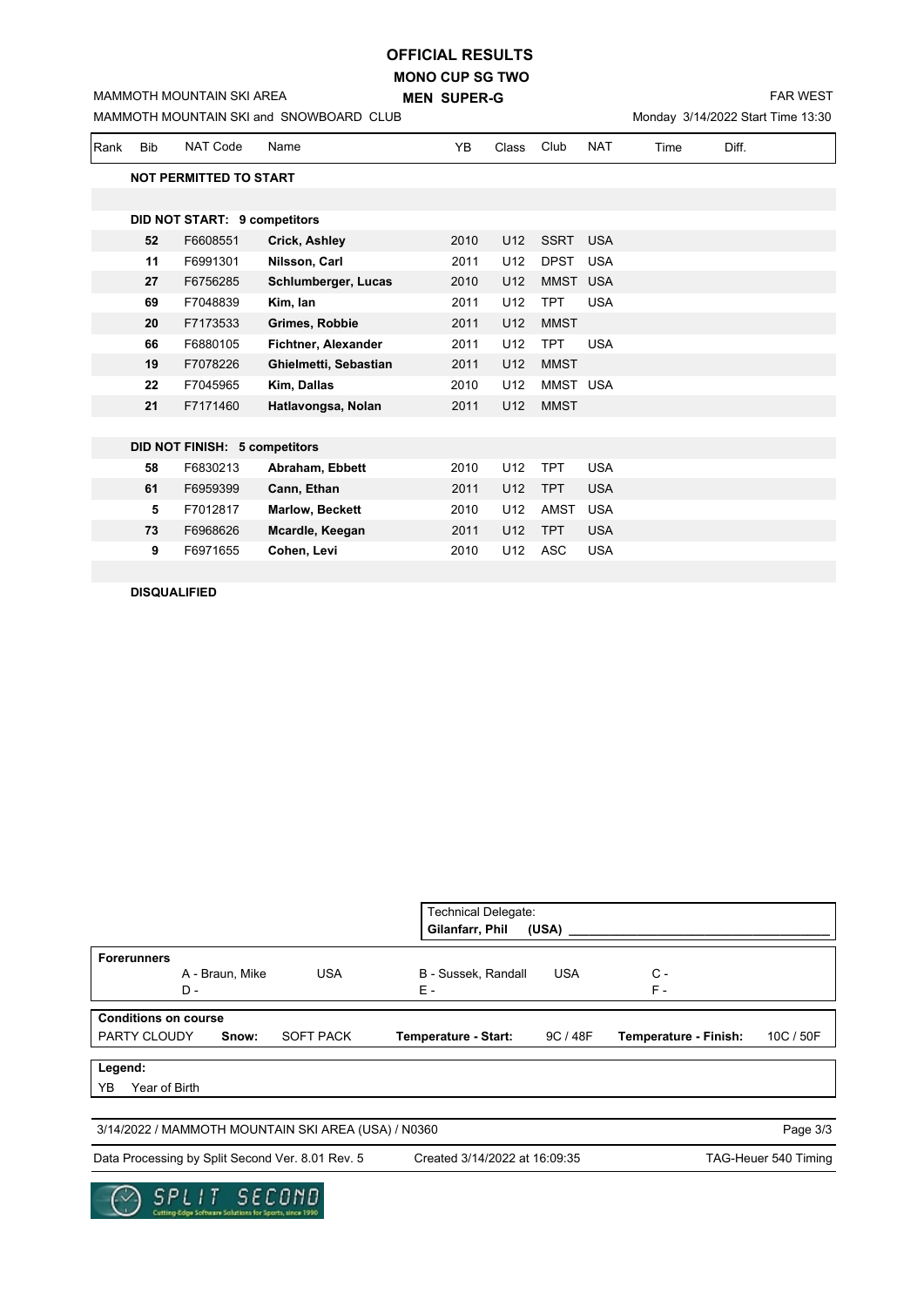# OFFICIAL RESULTS

## MONO CUP SG TWO

## MEN SUPER-G

MAMMOTH MOUNTAIN SKI AREA — FAR WEST

MAMMOTH MOUNTAIN SKI and SNOWBOARD CLUB — Monday 3/14/2022 Start Time 13:30

| Rank | Bib | NAT Code | Name | YB | Class | Club | NAT | Time | Diff. |
|---|---|---|---|---|---|---|---|---|---|
| | **NOT PERMITTED TO START** | | | | | | | | |
| | **DID NOT START: 9 competitors** | | | | | | | | |
| | **52** | F6608551 | **Crick, Ashley** | 2010 | U12 | SSRT | USA | | |
| | **11** | F6991301 | **Nilsson, Carl** | 2011 | U12 | DPST | USA | | |
| | **27** | F6756285 | **Schlumberger, Lucas** | 2010 | U12 | MMST | USA | | |
| | **69** | F7048839 | **Kim, Ian** | 2011 | U12 | TPT | USA | | |
| | **20** | F7173533 | **Grimes, Robbie** | 2011 | U12 | MMST | | | |
| | **66** | F6880105 | **Fichtner, Alexander** | 2011 | U12 | TPT | USA | | |
| | **19** | F7078226 | **Ghielmetti, Sebastian** | 2011 | U12 | MMST | | | |
| | **22** | F7045965 | **Kim, Dallas** | 2010 | U12 | MMST | USA | | |
| | **21** | F7171460 | **Hatlavongsa, Nolan** | 2011 | U12 | MMST | | | |
| | **DID NOT FINISH: 5 competitors** | | | | | | | | |
| | **58** | F6830213 | **Abraham, Ebbett** | 2010 | U12 | TPT | USA | | |
| | **61** | F6959399 | **Cann, Ethan** | 2011 | U12 | TPT | USA | | |
| | **5** | F7012817 | **Marlow, Beckett** | 2010 | U12 | AMST | USA | | |
| | **73** | F6968626 | **Mcardle, Keegan** | 2011 | U12 | TPT | USA | | |
| | **9** | F6971655 | **Cohen, Levi** | 2010 | U12 | ASC | USA | | |
| | **DISQUALIFIED** | | | | | | | | |

Technical Delegate: **Gilanfarr, Phil (USA)**

**Forerunners**

| | | | | |
|---|---|---|---|---|
| A - Braun, Mike | USA | B - Sussek, Randall | USA | C - |
| D - | | E - | | F - |

**Conditions on course**

PARTY CLOUDY — **Snow:** SOFT PACK — **Temperature - Start:** 9C / 48F — **Temperature - Finish:** 10C / 50F

**Legend:**

YB Year of Birth

3/14/2022 / MAMMOTH MOUNTAIN SKI AREA (USA) / N0360

Data Processing by Split Second Ver. 8.01 Rev. 5 — Created 3/14/2022 at 16:09:35 — TAG-Heuer 540 Timing